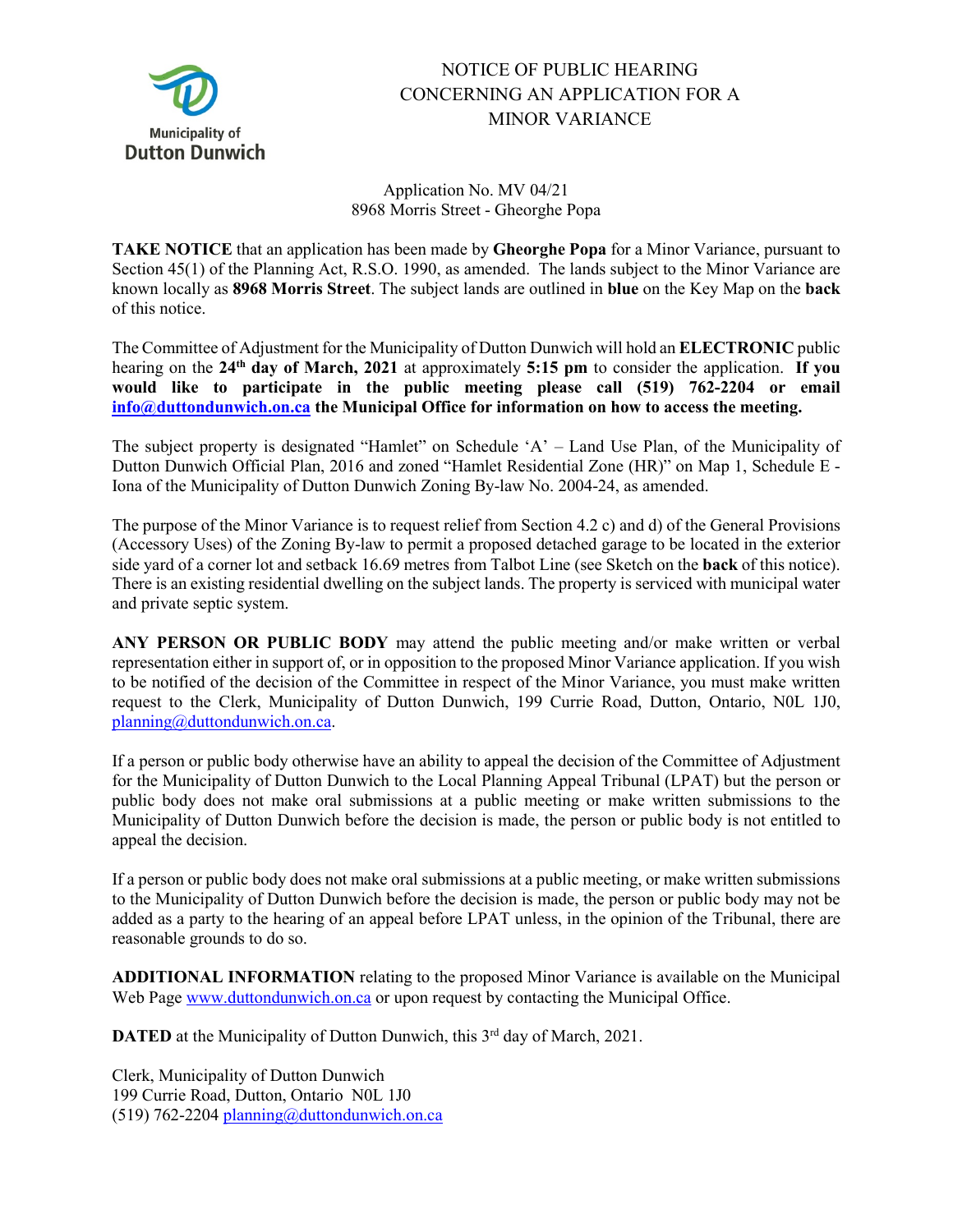Municipality of Dutton Dunwich

# NOTICE OF PUBLIC HEARING CONCERNING AN APPLICATION FOR A MINOR VARIANCE

Application No. MV 04/21
8968 Morris Street - Gheorghe Popa

**TAKE NOTICE** that an application has been made by **Gheorghe Popa** for a Minor Variance, pursuant to Section 45(1) of the Planning Act, R.S.O. 1990, as amended. The lands subject to the Minor Variance are known locally as **8968 Morris Street**. The subject lands are outlined in **blue** on the Key Map on the **back** of this notice.

The Committee of Adjustment for the Municipality of Dutton Dunwich will hold an **ELECTRONIC** public hearing on the **24th day of March, 2021** at approximately **5:15 pm** to consider the application. **If you would like to participate in the public meeting please call (519) 762-2204 or email info@duttondunwich.on.ca the Municipal Office for information on how to access the meeting.**

The subject property is designated "Hamlet" on Schedule 'A' – Land Use Plan, of the Municipality of Dutton Dunwich Official Plan, 2016 and zoned "Hamlet Residential Zone (HR)" on Map 1, Schedule E - Iona of the Municipality of Dutton Dunwich Zoning By-law No. 2004-24, as amended.

The purpose of the Minor Variance is to request relief from Section 4.2 c) and d) of the General Provisions (Accessory Uses) of the Zoning By-law to permit a proposed detached garage to be located in the exterior side yard of a corner lot and setback 16.69 metres from Talbot Line (see Sketch on the **back** of this notice). There is an existing residential dwelling on the subject lands. The property is serviced with municipal water and private septic system.

**ANY PERSON OR PUBLIC BODY** may attend the public meeting and/or make written or verbal representation either in support of, or in opposition to the proposed Minor Variance application. If you wish to be notified of the decision of the Committee in respect of the Minor Variance, you must make written request to the Clerk, Municipality of Dutton Dunwich, 199 Currie Road, Dutton, Ontario, N0L 1J0, planning@duttondunwich.on.ca.

If a person or public body otherwise have an ability to appeal the decision of the Committee of Adjustment for the Municipality of Dutton Dunwich to the Local Planning Appeal Tribunal (LPAT) but the person or public body does not make oral submissions at a public meeting or make written submissions to the Municipality of Dutton Dunwich before the decision is made, the person or public body is not entitled to appeal the decision.

If a person or public body does not make oral submissions at a public meeting, or make written submissions to the Municipality of Dutton Dunwich before the decision is made, the person or public body may not be added as a party to the hearing of an appeal before LPAT unless, in the opinion of the Tribunal, there are reasonable grounds to do so.

**ADDITIONAL INFORMATION** relating to the proposed Minor Variance is available on the Municipal Web Page www.duttondunwich.on.ca or upon request by contacting the Municipal Office.

**DATED** at the Municipality of Dutton Dunwich, this 3rd day of March, 2021.

Clerk, Municipality of Dutton Dunwich
199 Currie Road, Dutton, Ontario N0L 1J0
(519) 762-2204 planning@duttondunwich.on.ca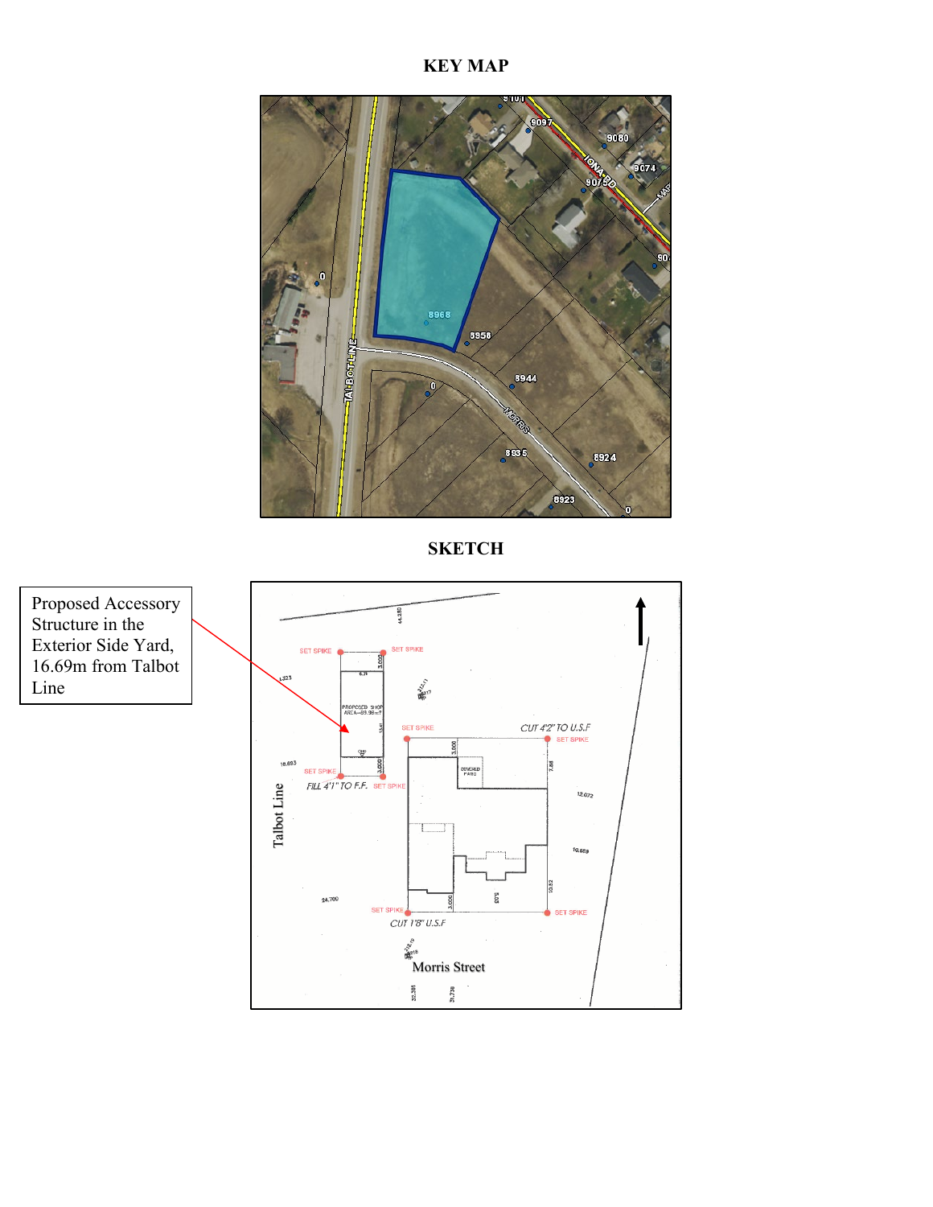## KEY MAP

9101
9097
9080
9074
IONA RD
9075D
90
0
8968
8958
TALBOT LINE
8944
0
MORRIS
8935
8924
8923
0

## SKETCH

Proposed Accessory Structure in the Exterior Side Yard, 16.69m from Talbot Line

SET SPIKE
SET SPIKE
PROPOSED SHOP AREA=89.98m²
SET SPIKE
SET SPIKE
FILL 4'1" TO F.F.
SET SPIKE
CUT 4'2" TO U.S.F
SET SPIKE
COVERED PORCH
SET SPIKE
CUT 1'8" U.S.F
SET SPIKE
Talbot Line
Morris Street